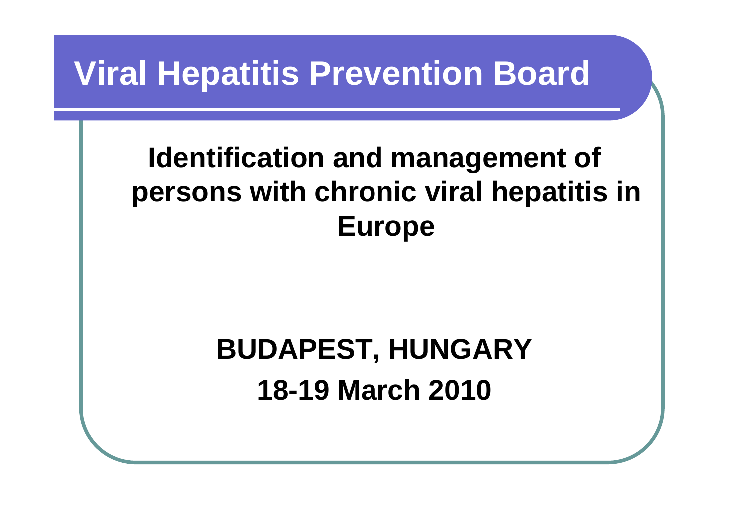# Viral Hepatitis Prevention Board

## Identification and management of persons with chronic viral hepatitis in Europe

**BUDAPEST, HUNGARY**

**18-19 March 2010**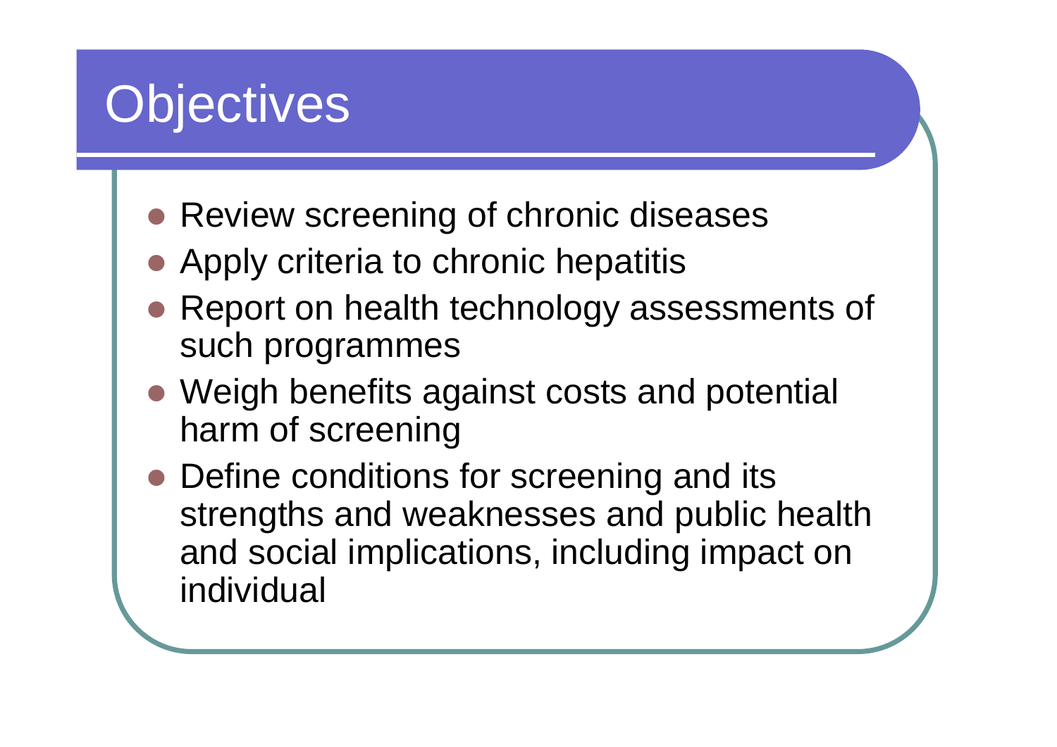# Objectives

- Review screening of chronic diseases
- Apply criteria to chronic hepatitis
- Report on health technology assessments of such programmes
- Weigh benefits against costs and potential harm of screening
- Define conditions for screening and its strengths and weaknesses and public health and social implications, including impact on individual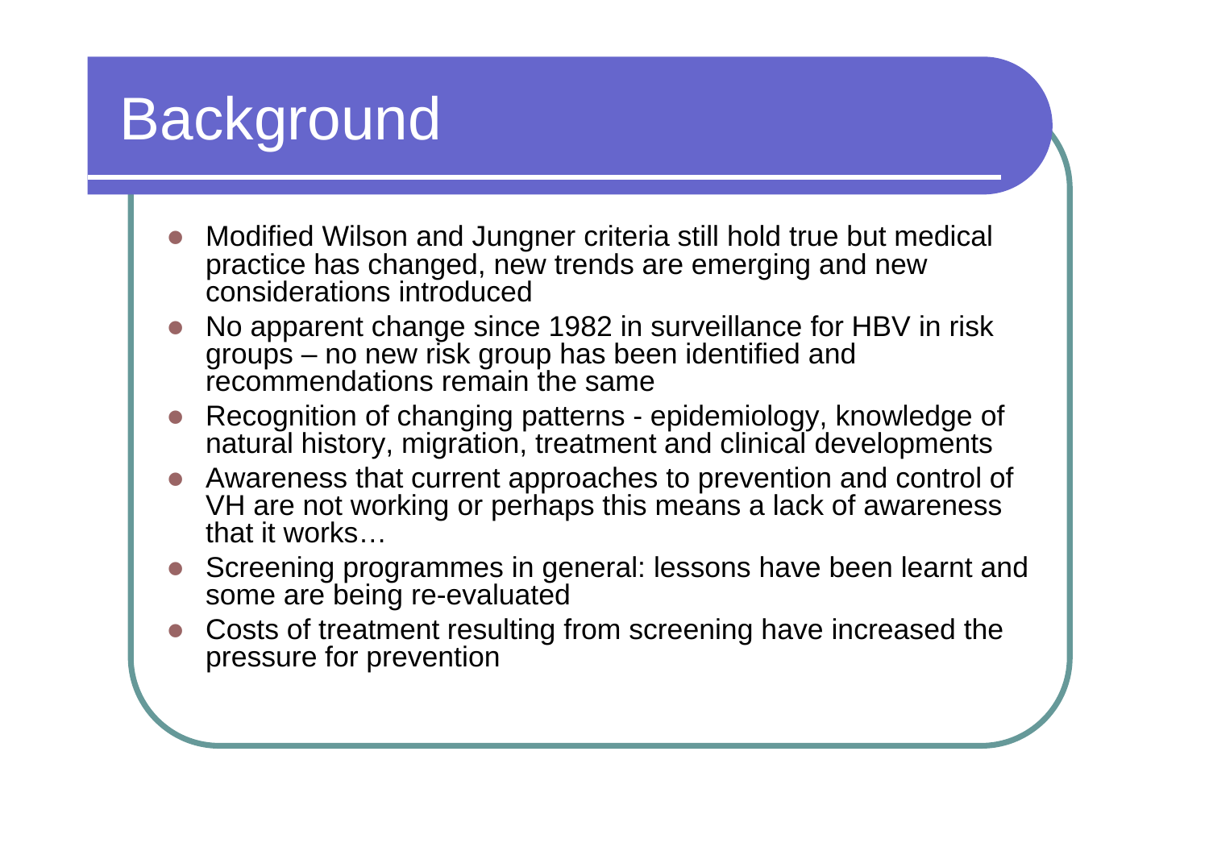# Background

- Modified Wilson and Jungner criteria still hold true but medical practice has changed, new trends are emerging and new considerations introduced
- No apparent change since 1982 in surveillance for HBV in risk groups – no new risk group has been identified and recommendations remain the same
- Recognition of changing patterns - epidemiology, knowledge of natural history, migration, treatment and clinical developments
- Awareness that current approaches to prevention and control of VH are not working or perhaps this means a lack of awareness that it works…
- Screening programmes in general: lessons have been learnt and some are being re-evaluated
- Costs of treatment resulting from screening have increased the pressure for prevention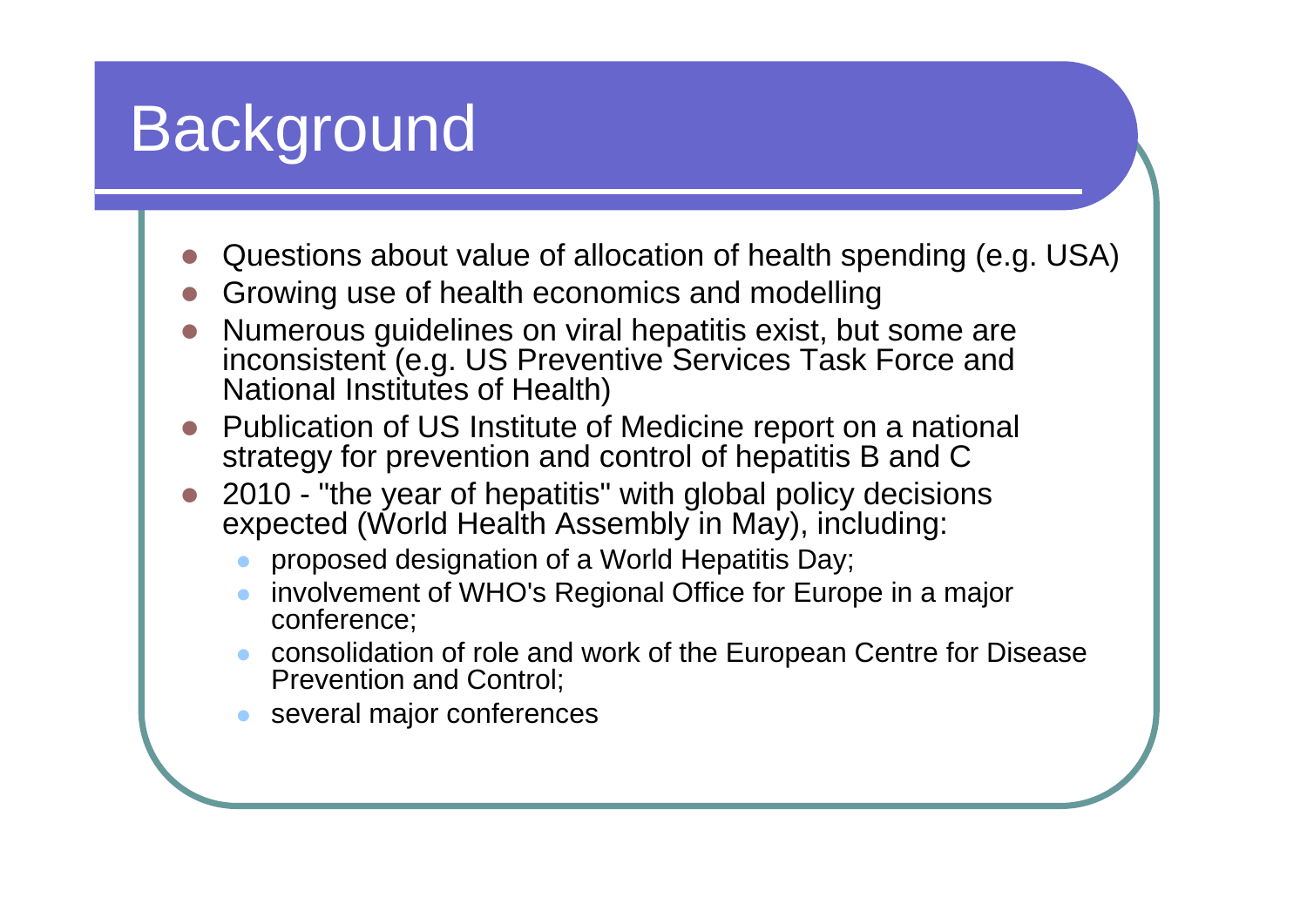# Background

- Questions about value of allocation of health spending (e.g. USA)
- Growing use of health economics and modelling
- Numerous guidelines on viral hepatitis exist, but some are inconsistent (e.g. US Preventive Services Task Force and National Institutes of Health)
- Publication of US Institute of Medicine report on a national strategy for prevention and control of hepatitis B and C
- 2010 - "the year of hepatitis" with global policy decisions expected (World Health Assembly in May), including:
  - proposed designation of a World Hepatitis Day;
  - involvement of WHO's Regional Office for Europe in a major conference;
  - consolidation of role and work of the European Centre for Disease Prevention and Control;
  - several major conferences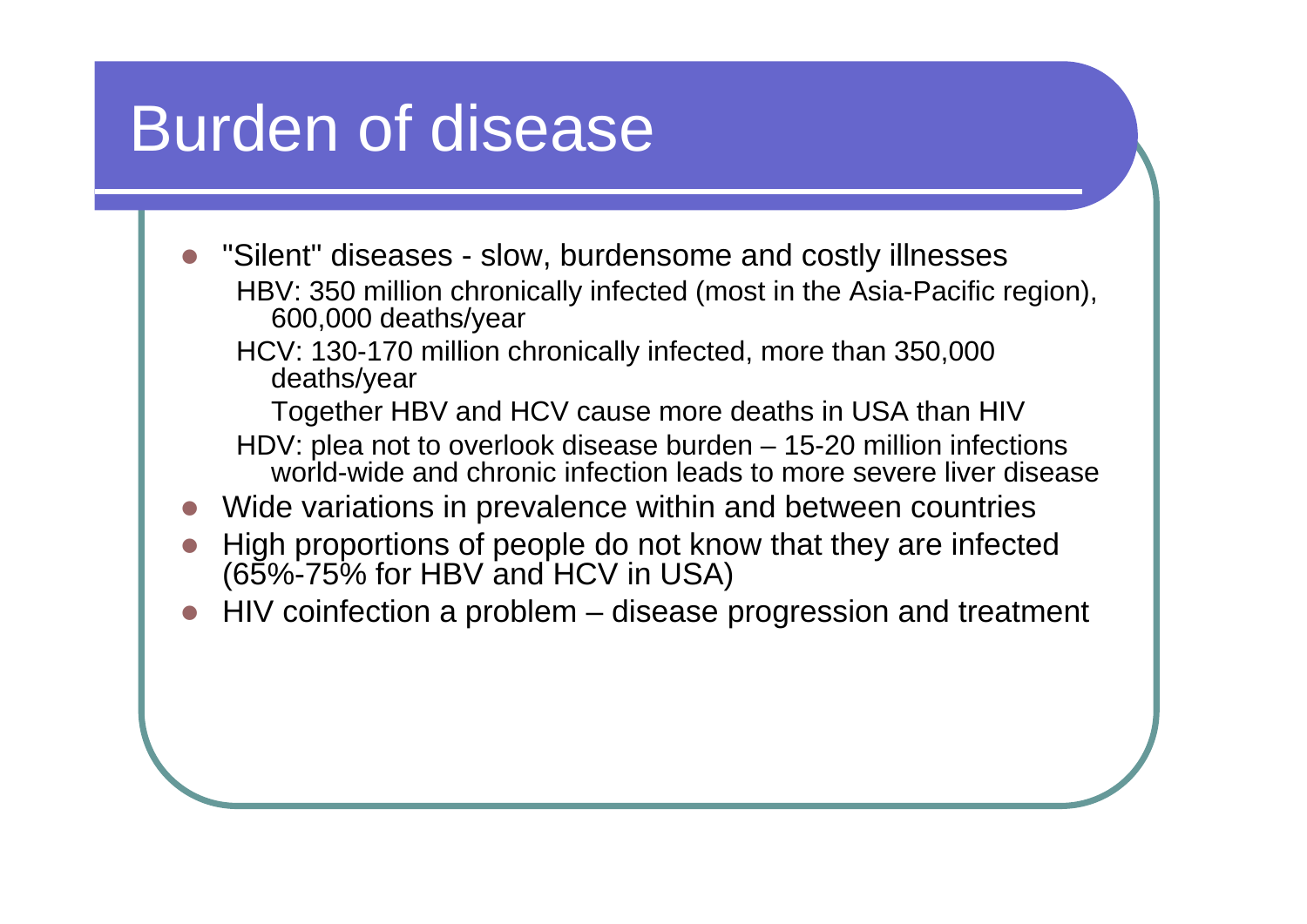# Burden of disease

- "Silent" diseases - slow, burdensome and costly illnesses
  - HBV: 350 million chronically infected (most in the Asia-Pacific region), 600,000 deaths/year
  - HCV: 130-170 million chronically infected, more than 350,000 deaths/year
    - Together HBV and HCV cause more deaths in USA than HIV
  - HDV: plea not to overlook disease burden – 15-20 million infections world-wide and chronic infection leads to more severe liver disease
- Wide variations in prevalence within and between countries
- High proportions of people do not know that they are infected (65%-75% for HBV and HCV in USA)
- HIV coinfection a problem – disease progression and treatment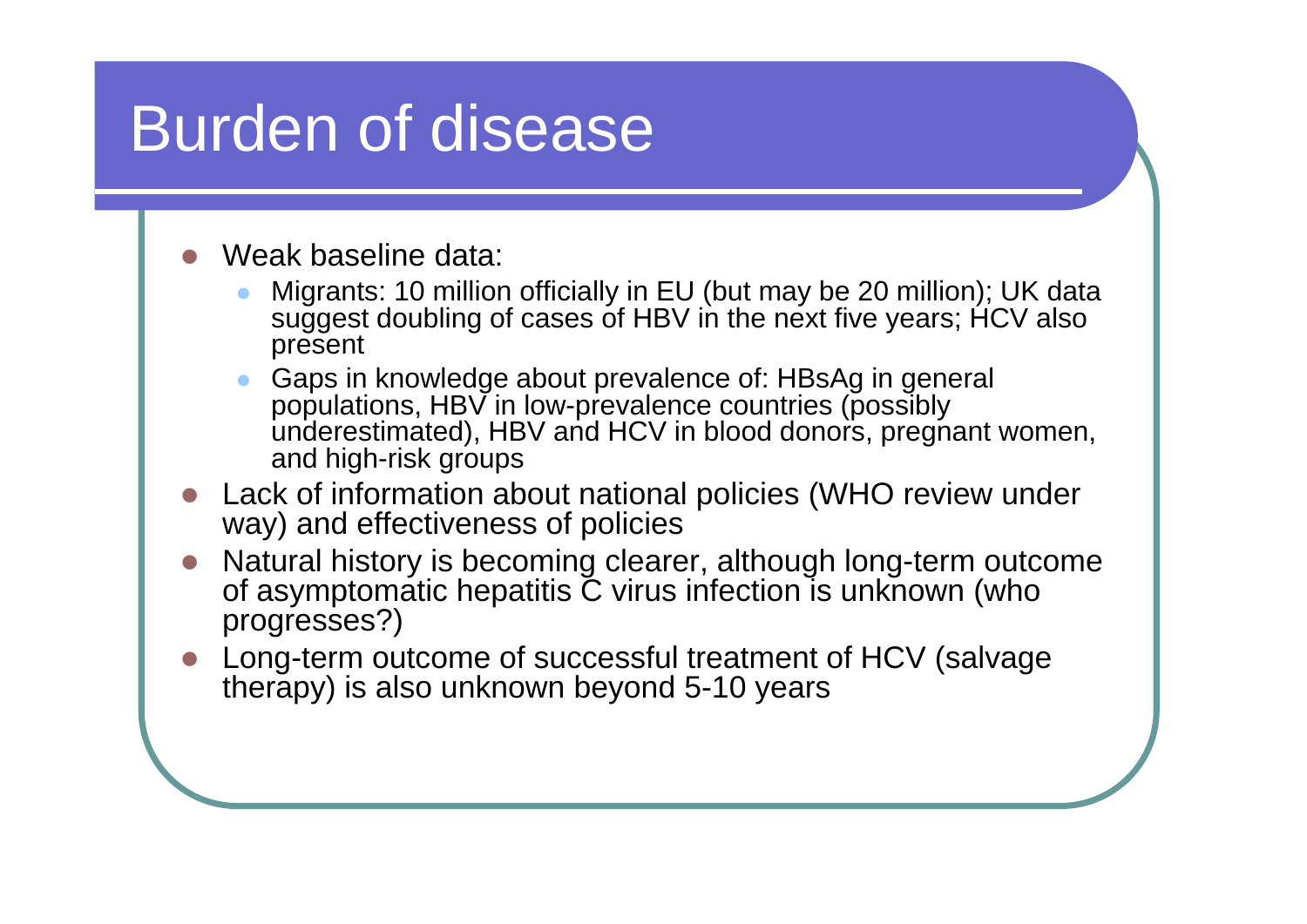# Burden of disease

- Weak baseline data:
  - Migrants: 10 million officially in EU (but may be 20 million); UK data suggest doubling of cases of HBV in the next five years; HCV also present
  - Gaps in knowledge about prevalence of: HBsAg in general populations, HBV in low-prevalence countries (possibly underestimated), HBV and HCV in blood donors, pregnant women, and high-risk groups
- Lack of information about national policies (WHO review under way) and effectiveness of policies
- Natural history is becoming clearer, although long-term outcome of asymptomatic hepatitis C virus infection is unknown (who progresses?)
- Long-term outcome of successful treatment of HCV (salvage therapy) is also unknown beyond 5-10 years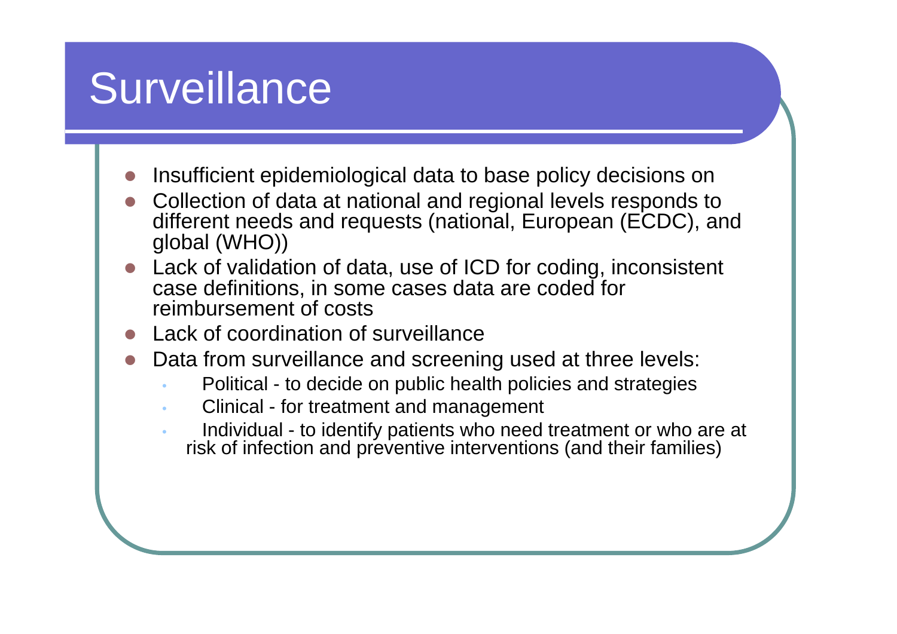# Surveillance

- Insufficient epidemiological data to base policy decisions on
- Collection of data at national and regional levels responds to different needs and requests (national, European (ECDC), and global (WHO))
- Lack of validation of data, use of ICD for coding, inconsistent case definitions, in some cases data are coded for reimbursement of costs
- Lack of coordination of surveillance
- Data from surveillance and screening used at three levels:
  - Political - to decide on public health policies and strategies
  - Clinical - for treatment and management
  - Individual - to identify patients who need treatment or who are at risk of infection and preventive interventions (and their families)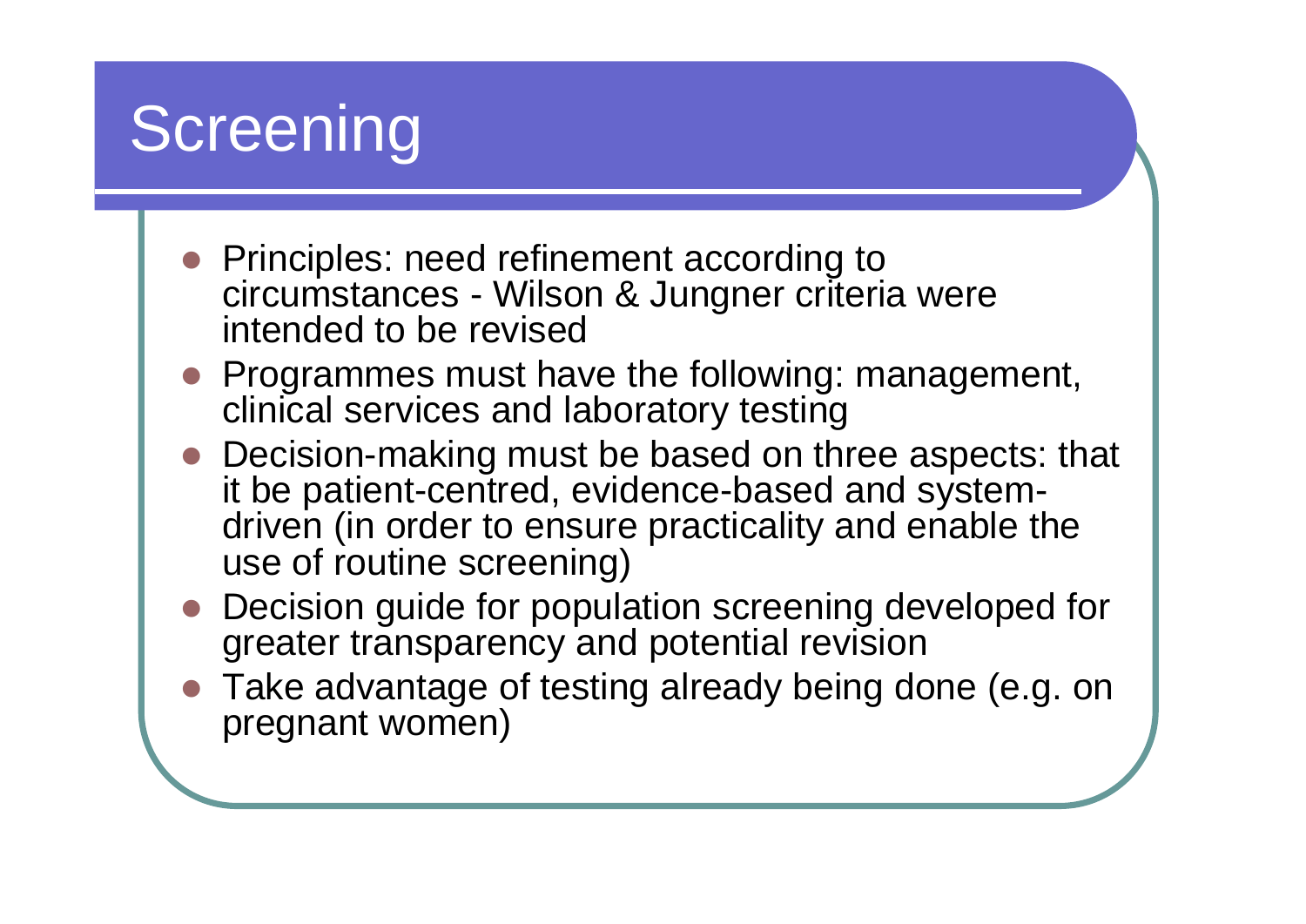# Screening

- Principles: need refinement according to circumstances - Wilson & Jungner criteria were intended to be revised
- Programmes must have the following: management, clinical services and laboratory testing
- Decision-making must be based on three aspects: that it be patient-centred, evidence-based and system-driven (in order to ensure practicality and enable the use of routine screening)
- Decision guide for population screening developed for greater transparency and potential revision
- Take advantage of testing already being done (e.g. on pregnant women)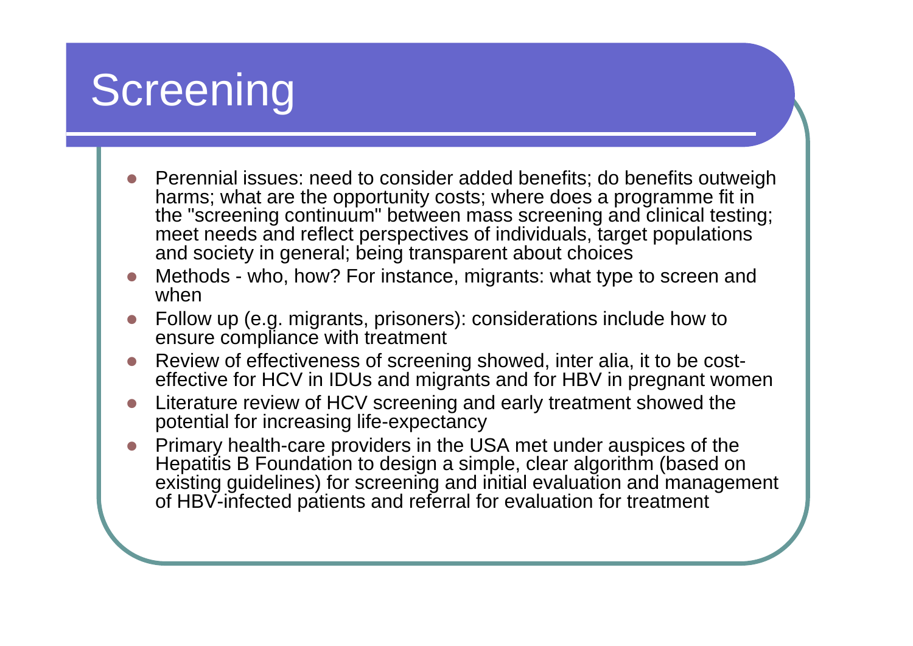# Screening

- Perennial issues: need to consider added benefits; do benefits outweigh harms; what are the opportunity costs; where does a programme fit in the "screening continuum" between mass screening and clinical testing; meet needs and reflect perspectives of individuals, target populations and society in general; being transparent about choices
- Methods - who, how? For instance, migrants: what type to screen and when
- Follow up (e.g. migrants, prisoners): considerations include how to ensure compliance with treatment
- Review of effectiveness of screening showed, inter alia, it to be cost-effective for HCV in IDUs and migrants and for HBV in pregnant women
- Literature review of HCV screening and early treatment showed the potential for increasing life-expectancy
- Primary health-care providers in the USA met under auspices of the Hepatitis B Foundation to design a simple, clear algorithm (based on existing guidelines) for screening and initial evaluation and management of HBV-infected patients and referral for evaluation for treatment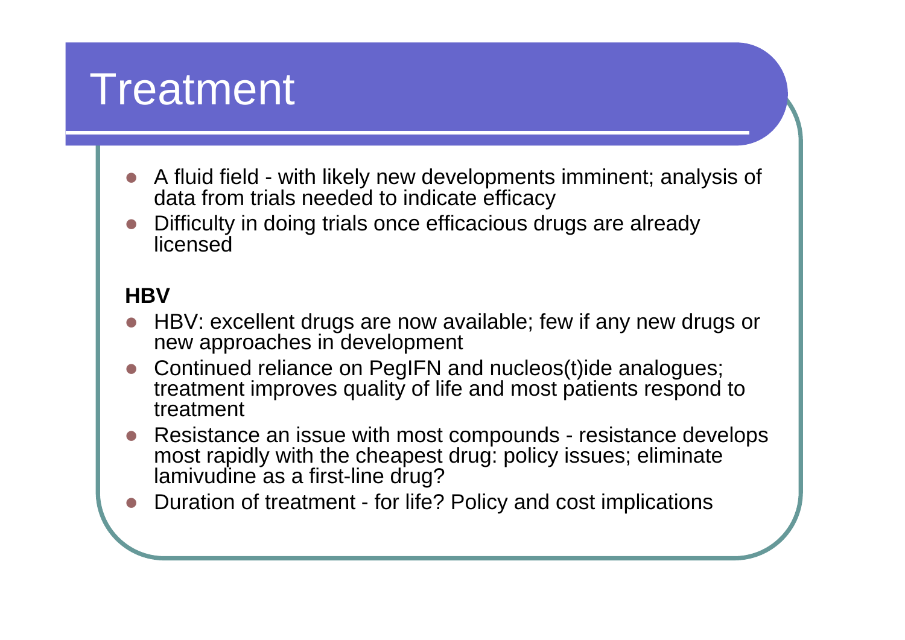# Treatment

- A fluid field - with likely new developments imminent; analysis of data from trials needed to indicate efficacy
- Difficulty in doing trials once efficacious drugs are already licensed

**HBV**

- HBV: excellent drugs are now available; few if any new drugs or new approaches in development
- Continued reliance on PegIFN and nucleos(t)ide analogues; treatment improves quality of life and most patients respond to treatment
- Resistance an issue with most compounds - resistance develops most rapidly with the cheapest drug: policy issues; eliminate lamivudine as a first-line drug?
- Duration of treatment - for life? Policy and cost implications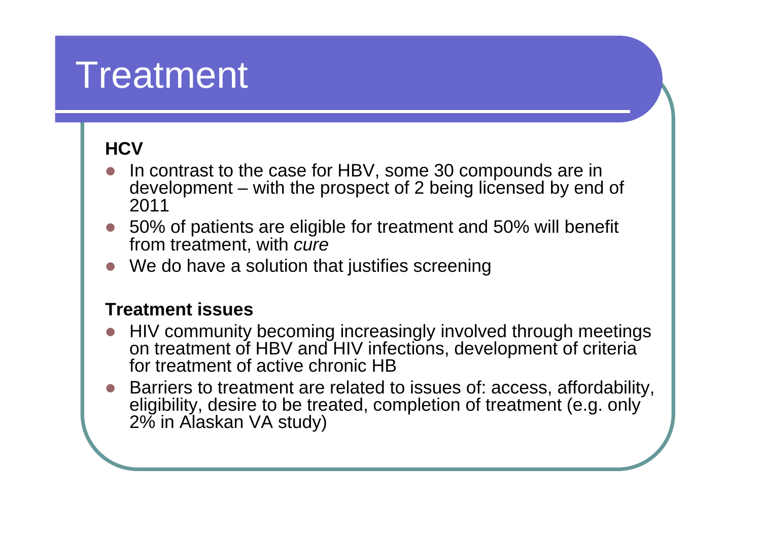# Treatment

**HCV**

- In contrast to the case for HBV, some 30 compounds are in development – with the prospect of 2 being licensed by end of 2011
- 50% of patients are eligible for treatment and 50% will benefit from treatment, with *cure*
- We do have a solution that justifies screening

**Treatment issues**

- HIV community becoming increasingly involved through meetings on treatment of HBV and HIV infections, development of criteria for treatment of active chronic HB
- Barriers to treatment are related to issues of: access, affordability, eligibility, desire to be treated, completion of treatment (e.g. only 2% in Alaskan VA study)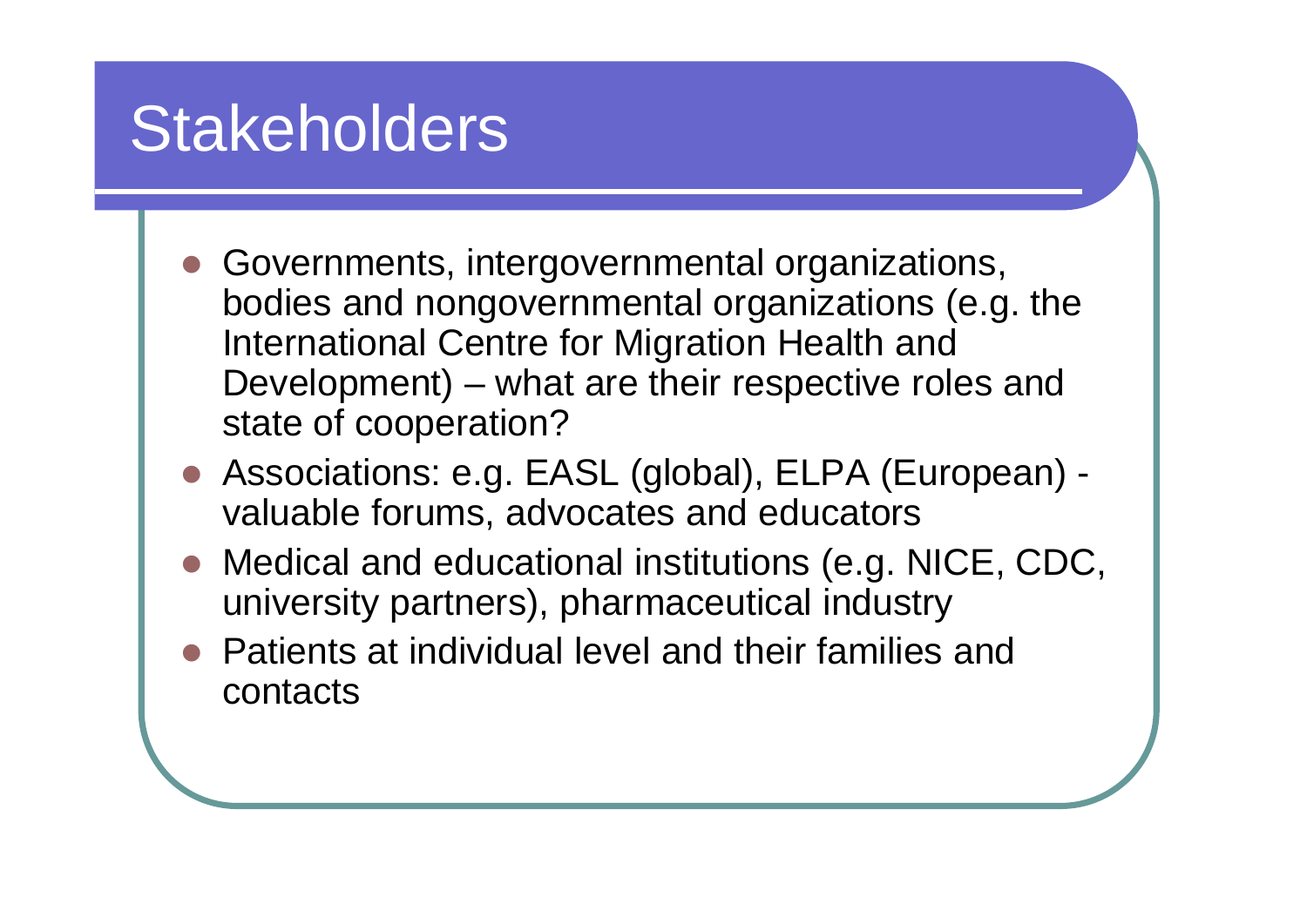# Stakeholders

- Governments, intergovernmental organizations, bodies and nongovernmental organizations (e.g. the International Centre for Migration Health and Development) – what are their respective roles and state of cooperation?
- Associations: e.g. EASL (global), ELPA (European) - valuable forums, advocates and educators
- Medical and educational institutions (e.g. NICE, CDC, university partners), pharmaceutical industry
- Patients at individual level and their families and contacts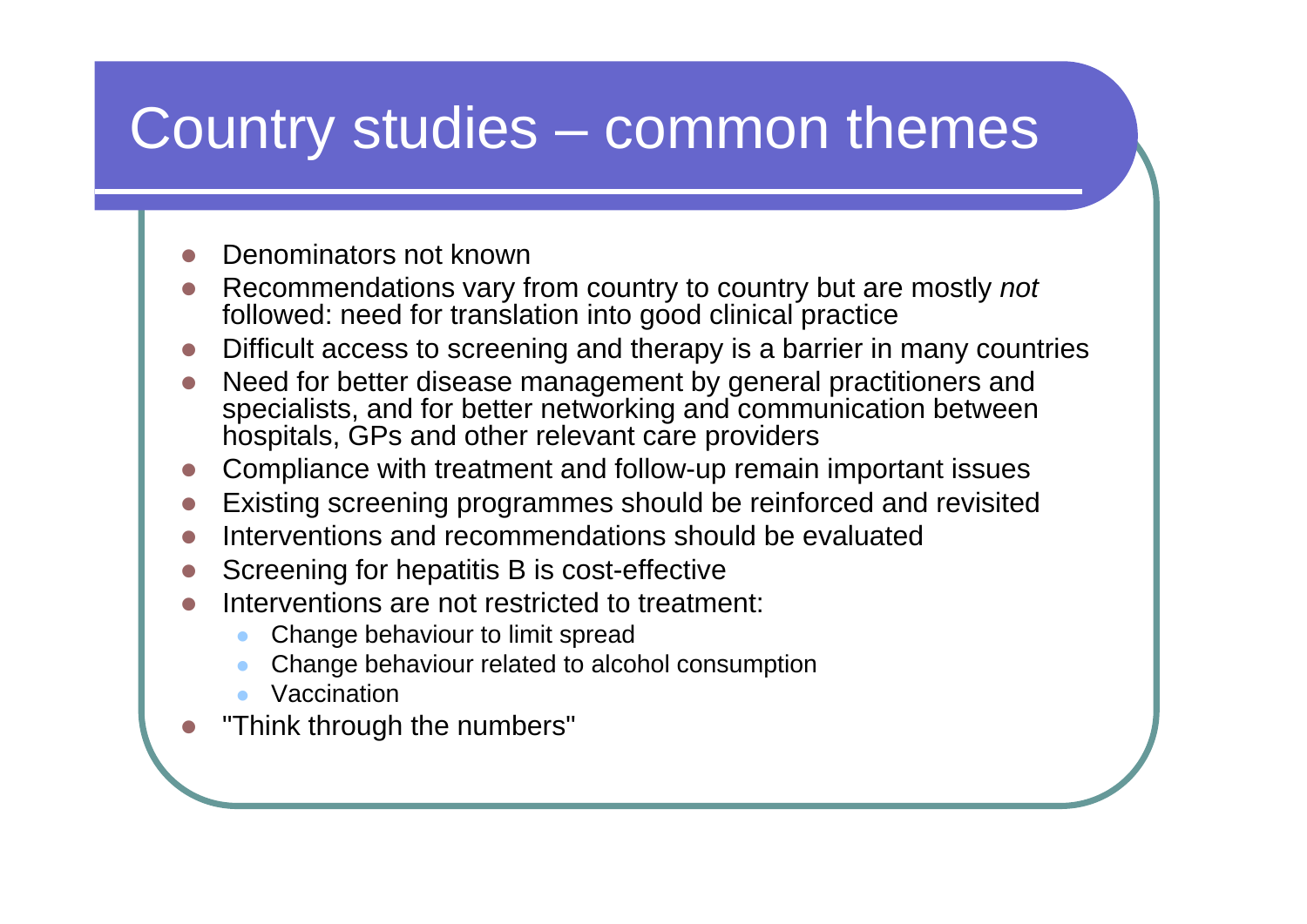# Country studies – common themes

- Denominators not known
- Recommendations vary from country to country but are mostly *not* followed: need for translation into good clinical practice
- Difficult access to screening and therapy is a barrier in many countries
- Need for better disease management by general practitioners and specialists, and for better networking and communication between hospitals, GPs and other relevant care providers
- Compliance with treatment and follow-up remain important issues
- Existing screening programmes should be reinforced and revisited
- Interventions and recommendations should be evaluated
- Screening for hepatitis B is cost-effective
- Interventions are not restricted to treatment:
  - Change behaviour to limit spread
  - Change behaviour related to alcohol consumption
  - Vaccination
- "Think through the numbers"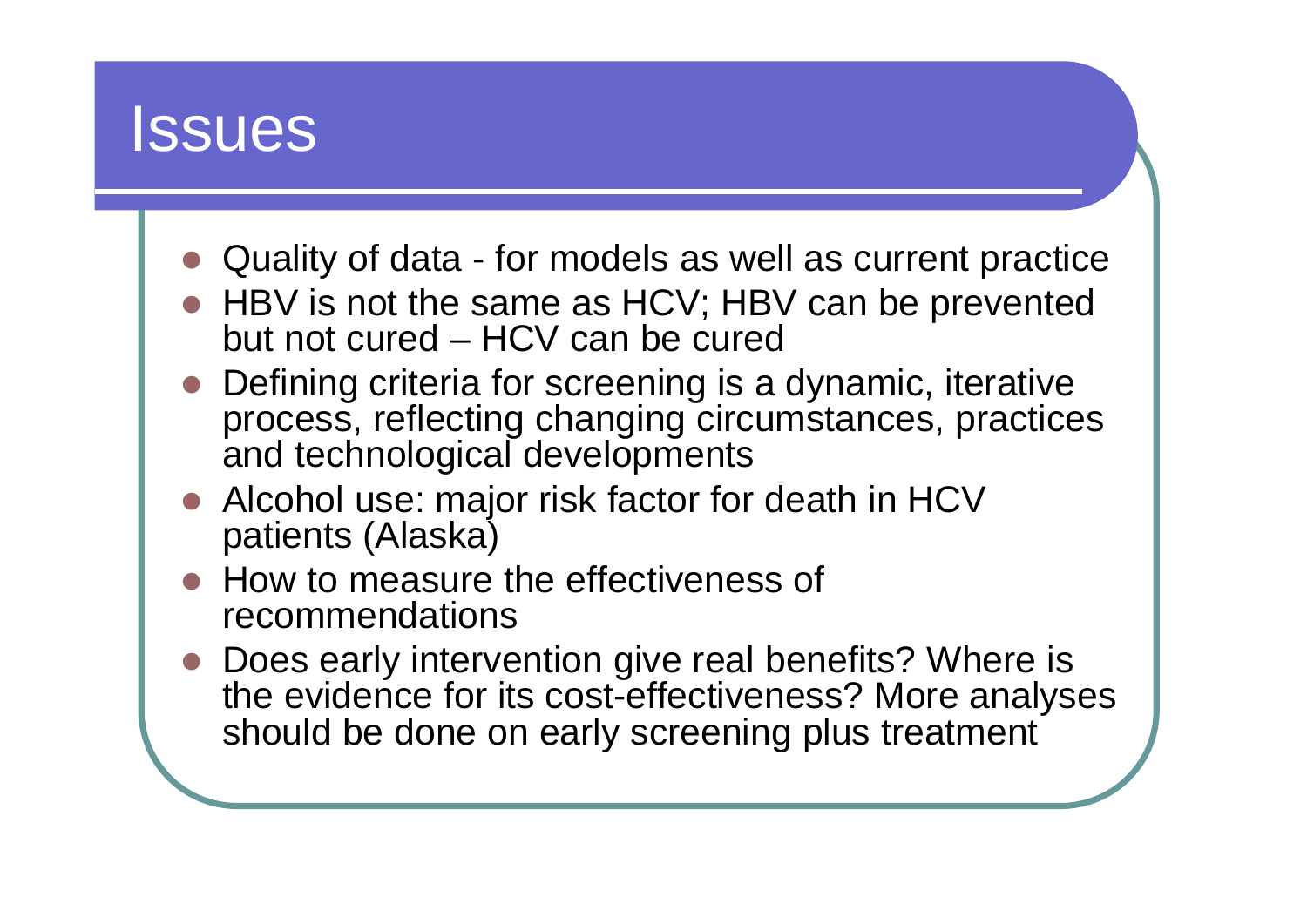# Issues

- Quality of data - for models as well as current practice
- HBV is not the same as HCV; HBV can be prevented but not cured – HCV can be cured
- Defining criteria for screening is a dynamic, iterative process, reflecting changing circumstances, practices and technological developments
- Alcohol use: major risk factor for death in HCV patients (Alaska)
- How to measure the effectiveness of recommendations
- Does early intervention give real benefits? Where is the evidence for its cost-effectiveness? More analyses should be done on early screening plus treatment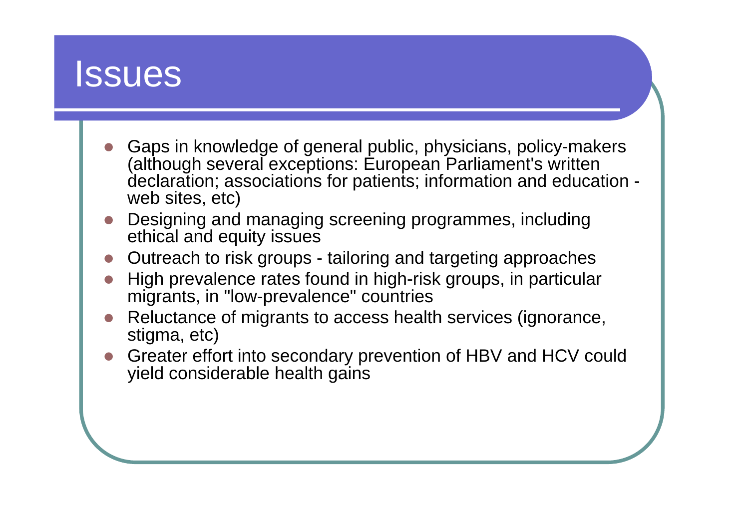# Issues

- Gaps in knowledge of general public, physicians, policy-makers (although several exceptions: European Parliament's written declaration; associations for patients; information and education - web sites, etc)
- Designing and managing screening programmes, including ethical and equity issues
- Outreach to risk groups - tailoring and targeting approaches
- High prevalence rates found in high-risk groups, in particular migrants, in "low-prevalence" countries
- Reluctance of migrants to access health services (ignorance, stigma, etc)
- Greater effort into secondary prevention of HBV and HCV could yield considerable health gains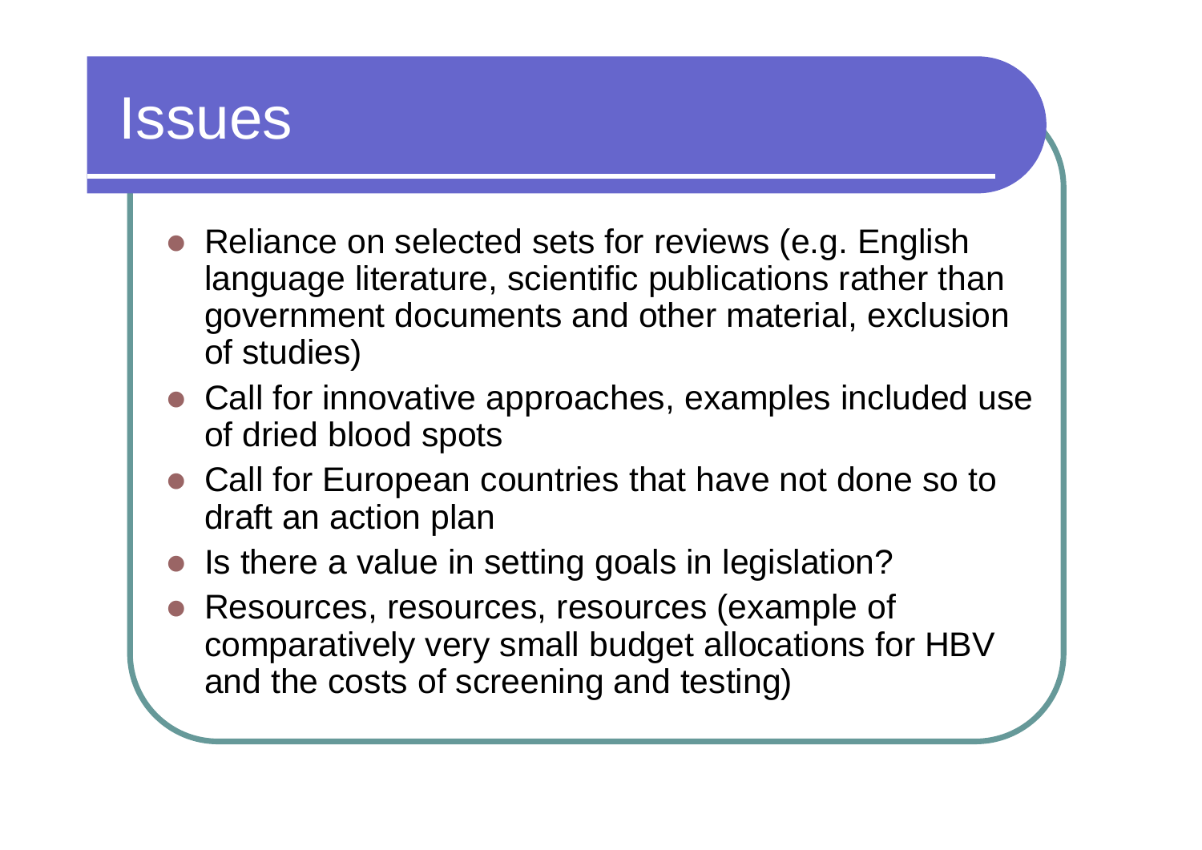# Issues

- Reliance on selected sets for reviews (e.g. English language literature, scientific publications rather than government documents and other material, exclusion of studies)
- Call for innovative approaches, examples included use of dried blood spots
- Call for European countries that have not done so to draft an action plan
- Is there a value in setting goals in legislation?
- Resources, resources, resources (example of comparatively very small budget allocations for HBV and the costs of screening and testing)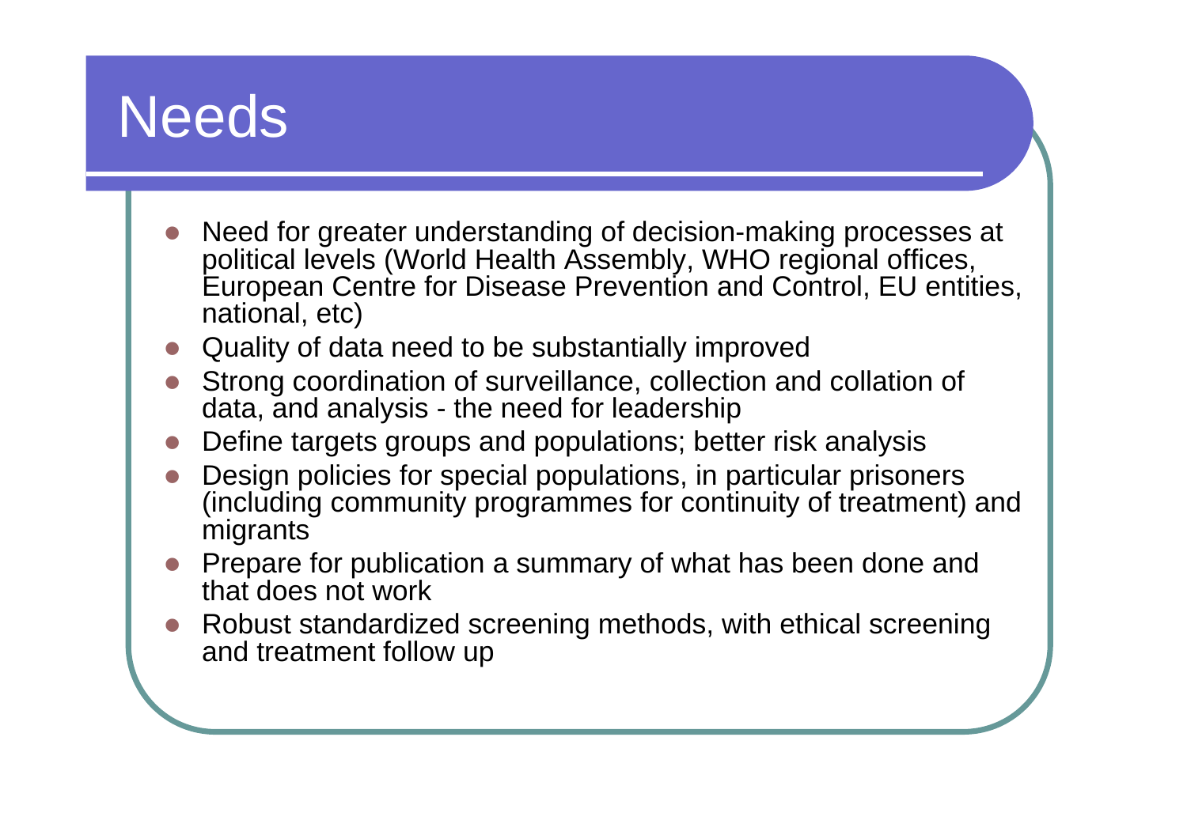# Needs

- Need for greater understanding of decision-making processes at political levels (World Health Assembly, WHO regional offices, European Centre for Disease Prevention and Control, EU entities, national, etc)
- Quality of data need to be substantially improved
- Strong coordination of surveillance, collection and collation of data, and analysis - the need for leadership
- Define targets groups and populations; better risk analysis
- Design policies for special populations, in particular prisoners (including community programmes for continuity of treatment) and migrants
- Prepare for publication a summary of what has been done and that does not work
- Robust standardized screening methods, with ethical screening and treatment follow up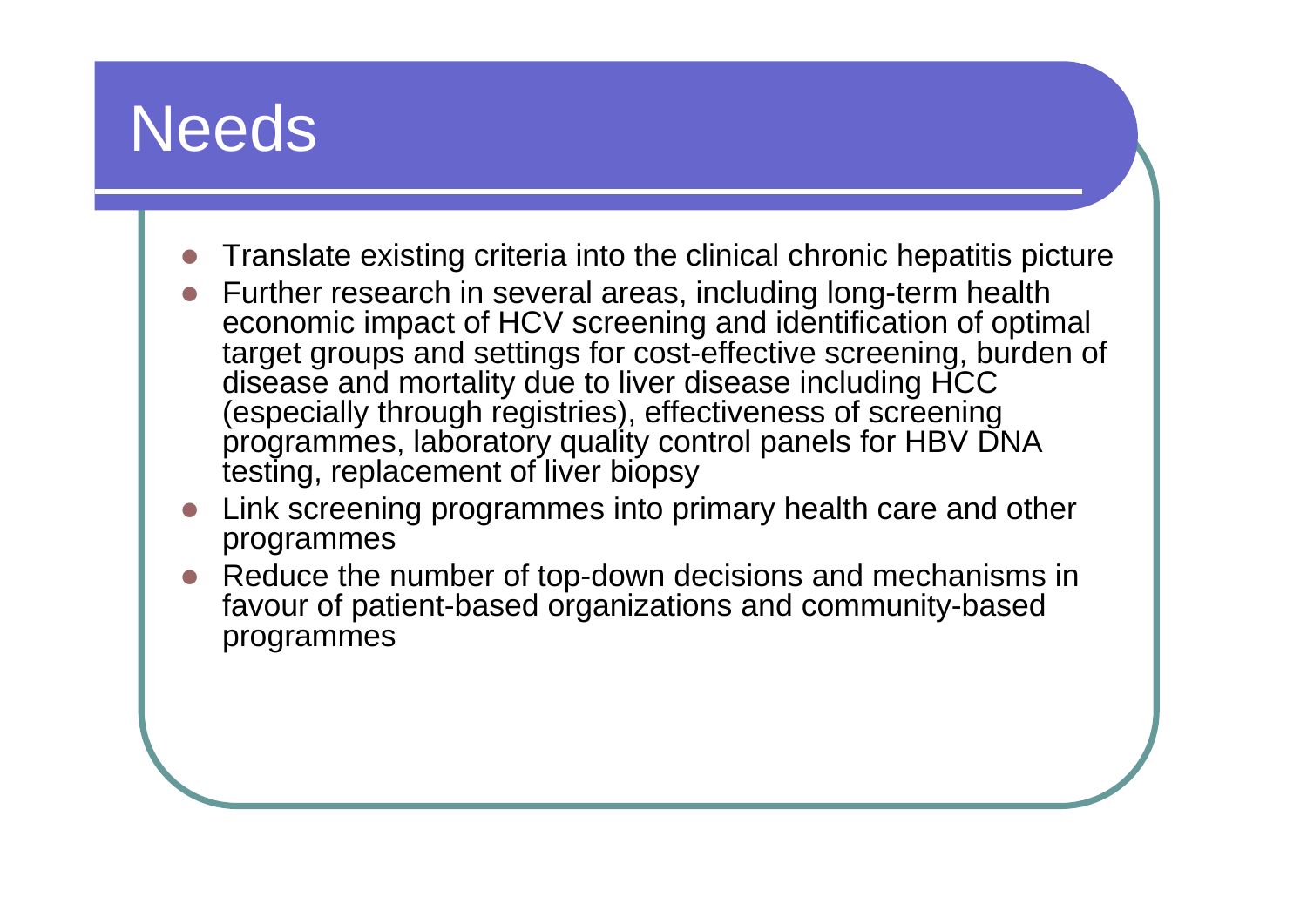# Needs

- Translate existing criteria into the clinical chronic hepatitis picture
- Further research in several areas, including long-term health economic impact of HCV screening and identification of optimal target groups and settings for cost-effective screening, burden of disease and mortality due to liver disease including HCC (especially through registries), effectiveness of screening programmes, laboratory quality control panels for HBV DNA testing, replacement of liver biopsy
- Link screening programmes into primary health care and other programmes
- Reduce the number of top-down decisions and mechanisms in favour of patient-based organizations and community-based programmes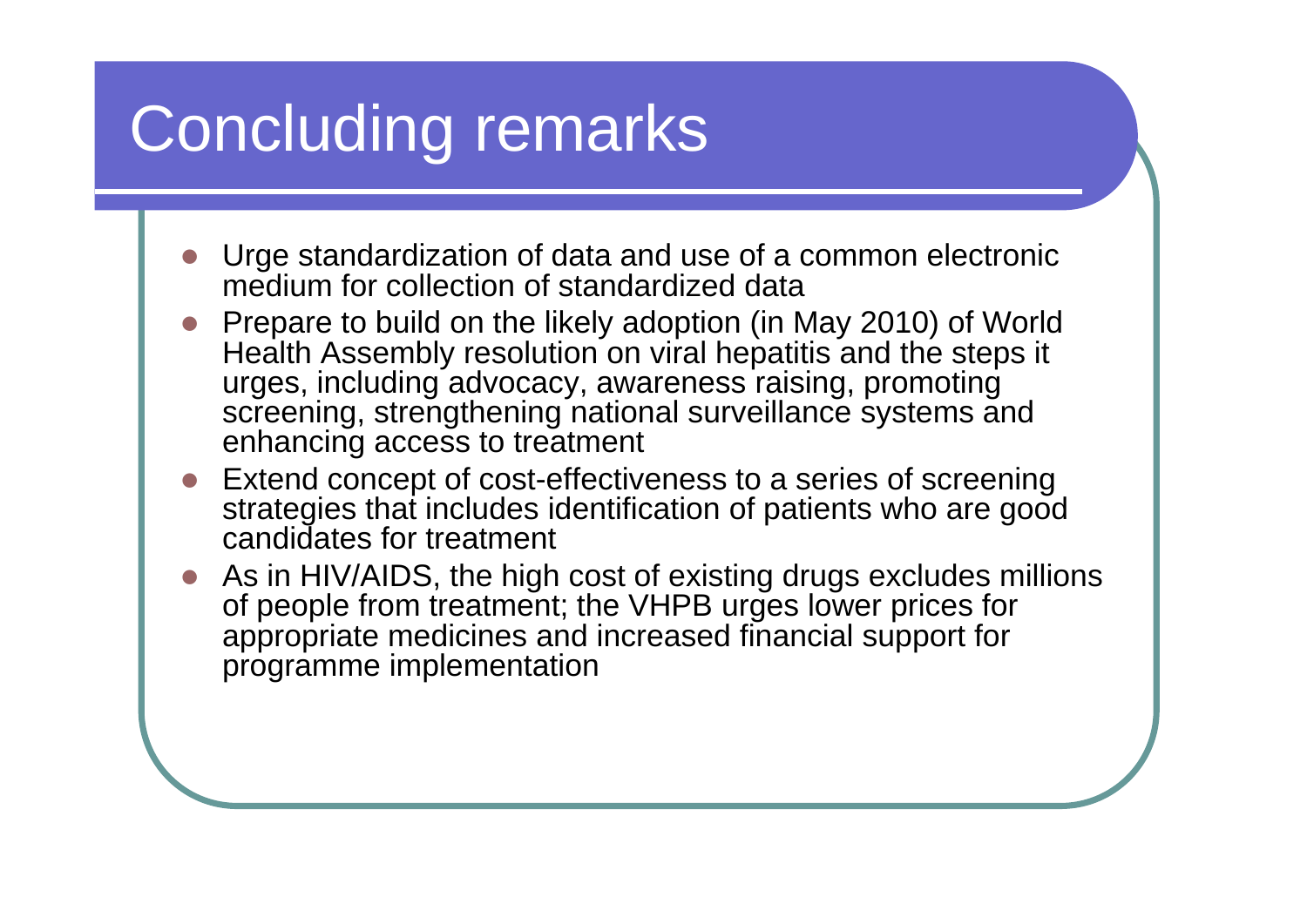# Concluding remarks

- Urge standardization of data and use of a common electronic medium for collection of standardized data
- Prepare to build on the likely adoption (in May 2010) of World Health Assembly resolution on viral hepatitis and the steps it urges, including advocacy, awareness raising, promoting screening, strengthening national surveillance systems and enhancing access to treatment
- Extend concept of cost-effectiveness to a series of screening strategies that includes identification of patients who are good candidates for treatment
- As in HIV/AIDS, the high cost of existing drugs excludes millions of people from treatment; the VHPB urges lower prices for appropriate medicines and increased financial support for programme implementation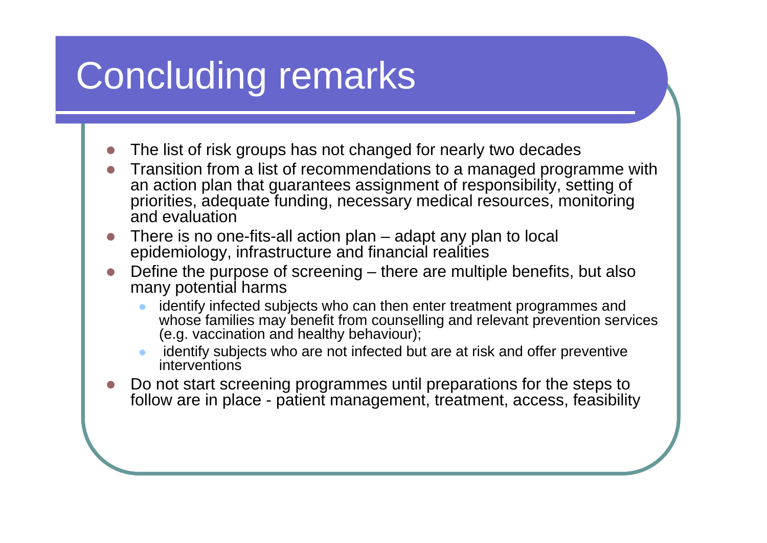# Concluding remarks

- The list of risk groups has not changed for nearly two decades
- Transition from a list of recommendations to a managed programme with an action plan that guarantees assignment of responsibility, setting of priorities, adequate funding, necessary medical resources, monitoring and evaluation
- There is no one-fits-all action plan – adapt any plan to local epidemiology, infrastructure and financial realities
- Define the purpose of screening – there are multiple benefits, but also many potential harms
  - identify infected subjects who can then enter treatment programmes and whose families may benefit from counselling and relevant prevention services (e.g. vaccination and healthy behaviour);
  - identify subjects who are not infected but are at risk and offer preventive interventions
- Do not start screening programmes until preparations for the steps to follow are in place - patient management, treatment, access, feasibility